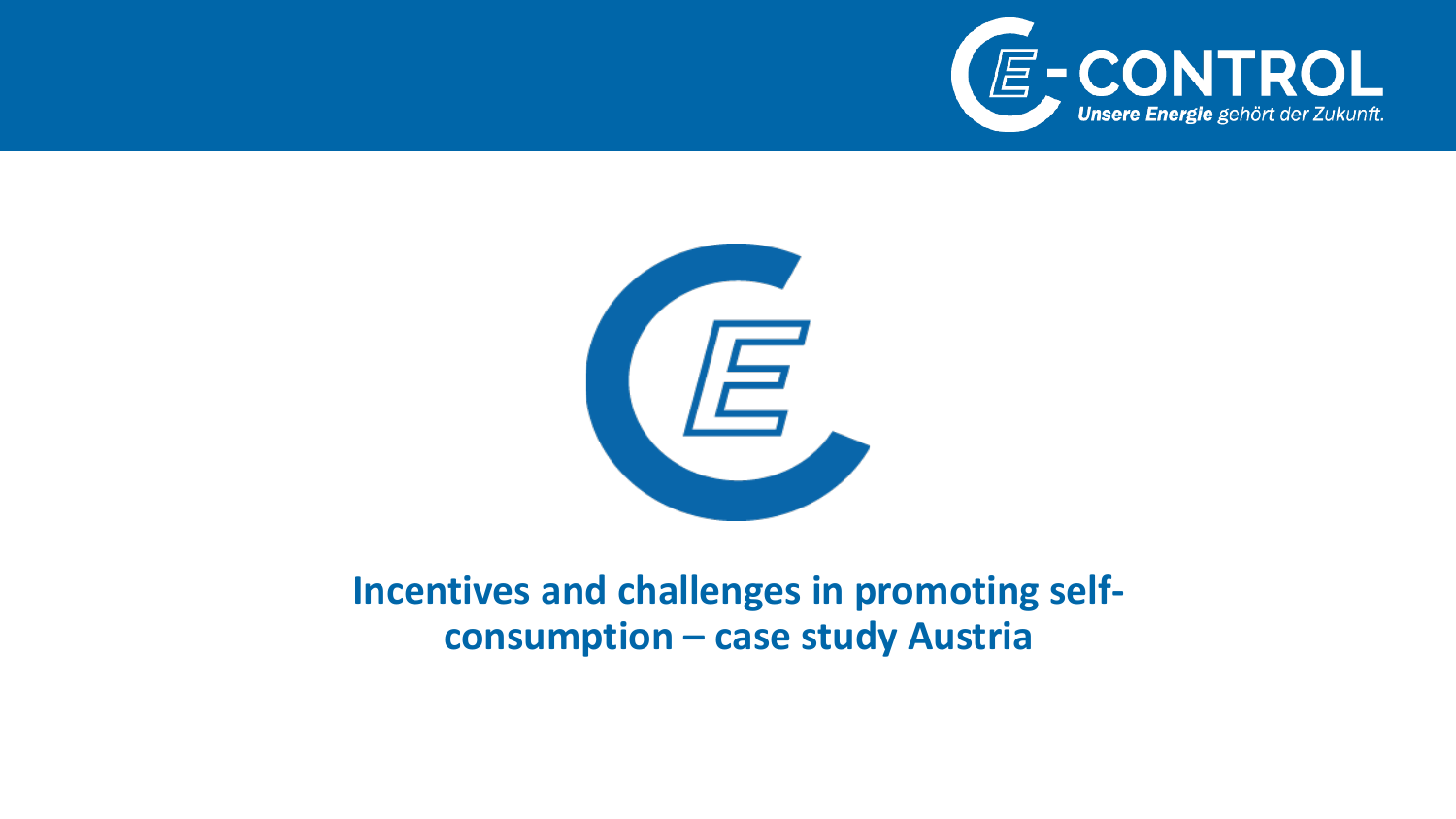# Incentives and challenges in promoting self-consumption – case study Austria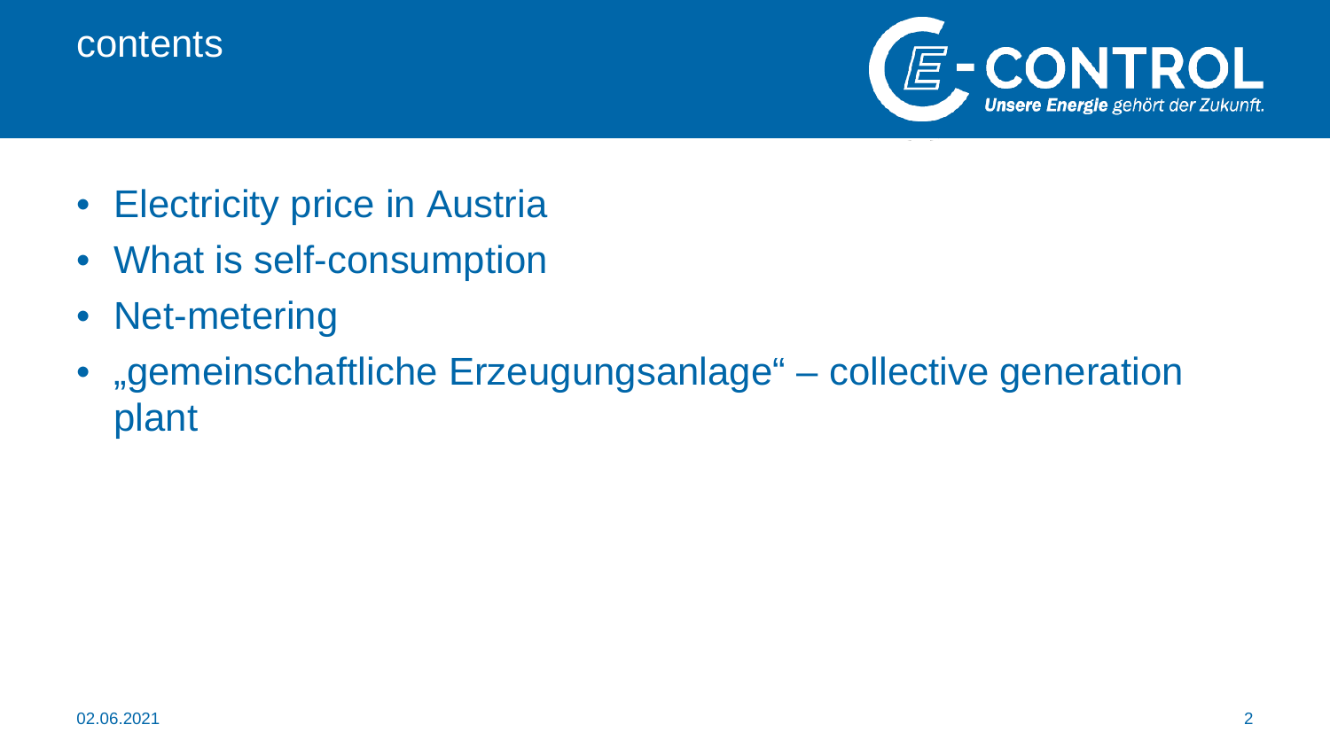# contents

- Electricity price in Austria
- What is self-consumption
- Net-metering
- „gemeinschaftliche Erzeugungsanlage" – collective generation plant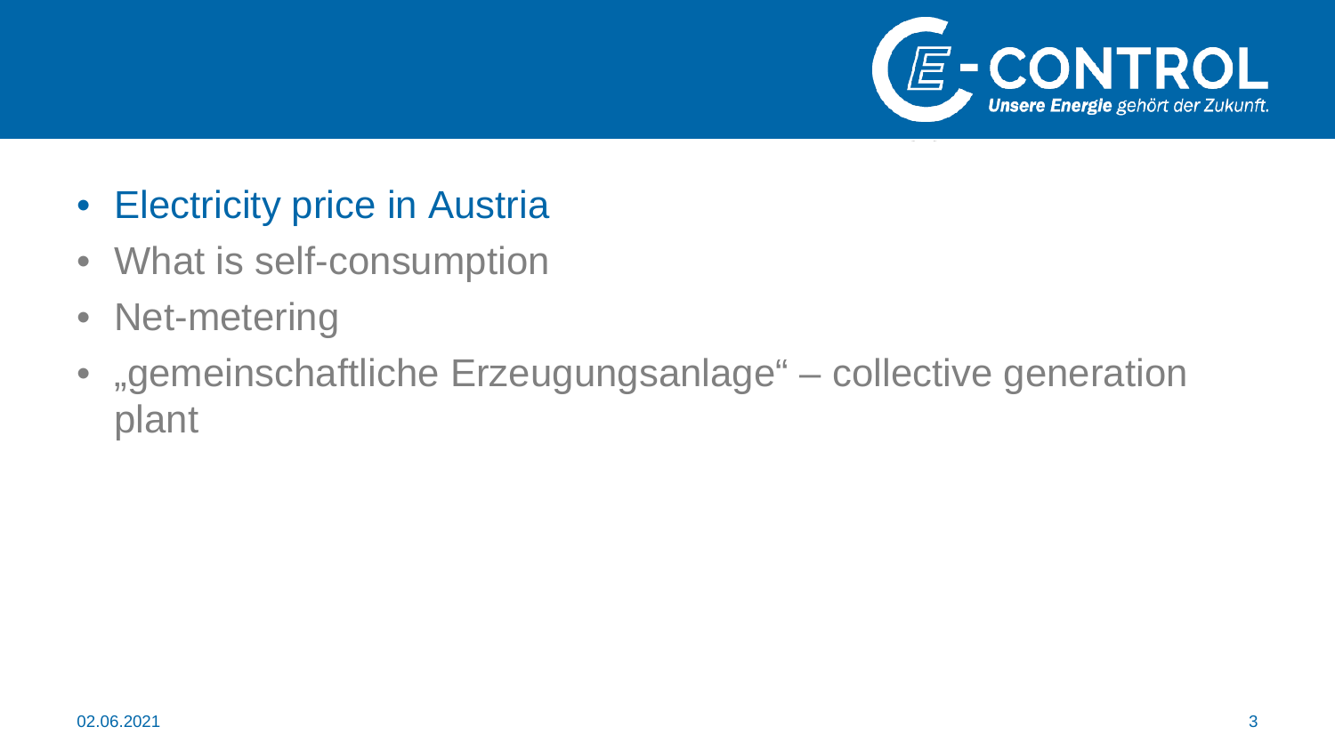- Electricity price in Austria
- What is self-consumption
- Net-metering
- „gemeinschaftliche Erzeugungsanlage“ – collective generation plant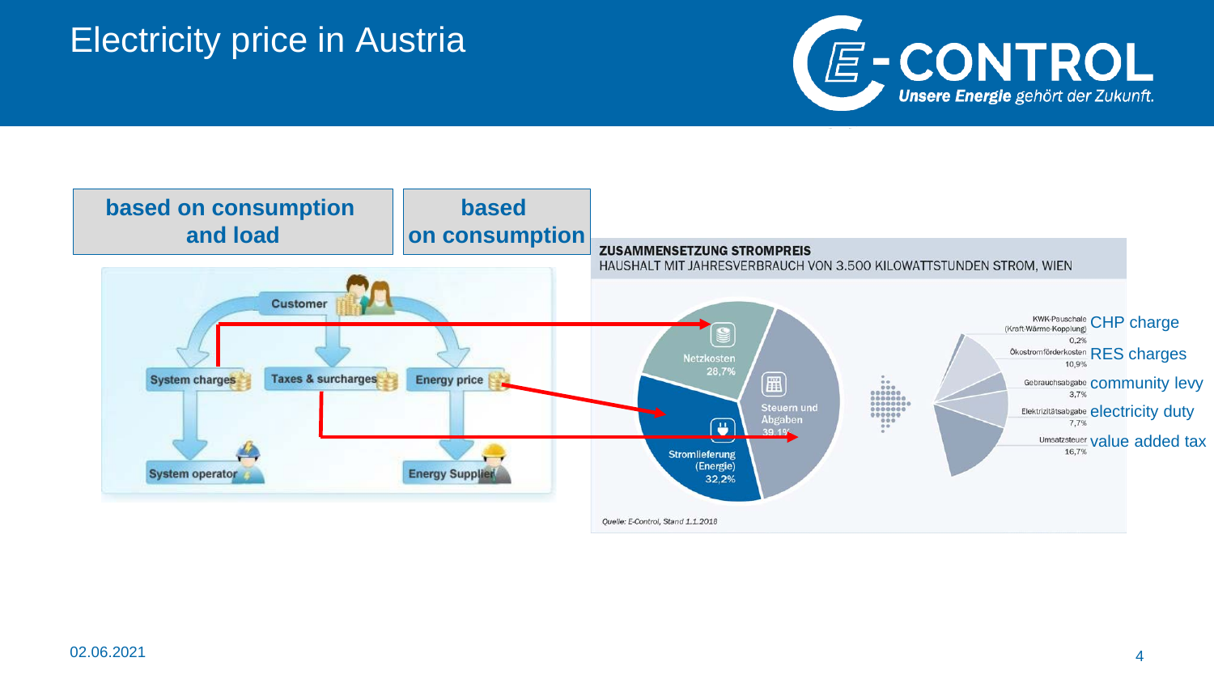# Electricity price in Austria

**based on consumption and load**

**based on consumption**

Customer

System charges | Taxes & surcharges | Energy price

System operator | Energy Supplier

**ZUSAMMENSETZUNG STROMPREIS**

HAUSHALT MIT JAHRESVERBRAUCH VON 3.500 KILOWATTSTUNDEN STROM, WIEN

- Netzkosten 28,7%
- Steuern und Abgaben 39,1%
- Stromlieferung (Energie) 32,2%

- KWK-Pauschale (Kraft-Wärme-Kopplung) 0,2% — CHP charge
- Ökostromförderkosten 10,9% — RES charges
- Gebrauchsabgabe 3,7% — community levy
- Elektrizitätsabgabe 7,7% — electricity duty
- Umsatzsteuer 16,7% — value added tax

*Quelle: E-Control, Stand 1.1.2018*

02.06.2021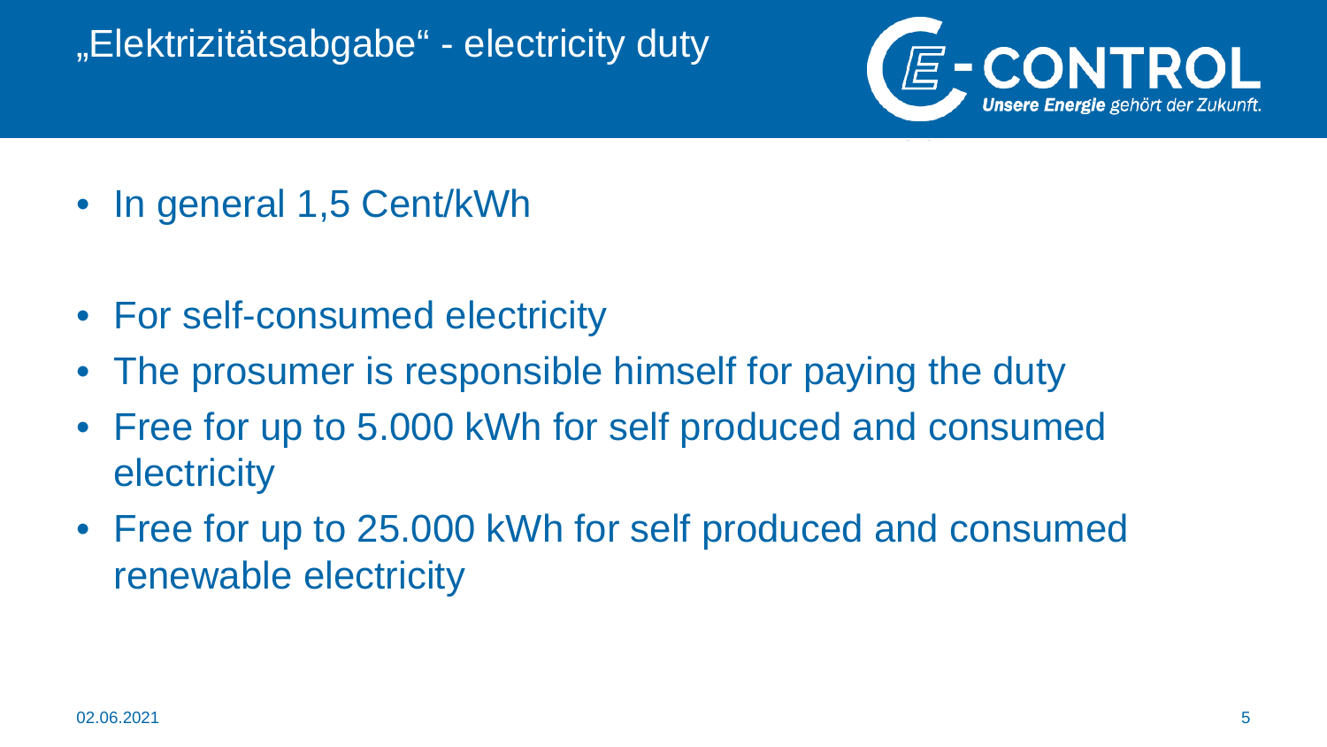# „Elektrizitätsabgabe" - electricity duty

- In general 1,5 Cent/kWh

- For self-consumed electricity
- The prosumer is responsible himself for paying the duty
- Free for up to 5.000 kWh for self produced and consumed electricity
- Free for up to 25.000 kWh for self produced and consumed renewable electricity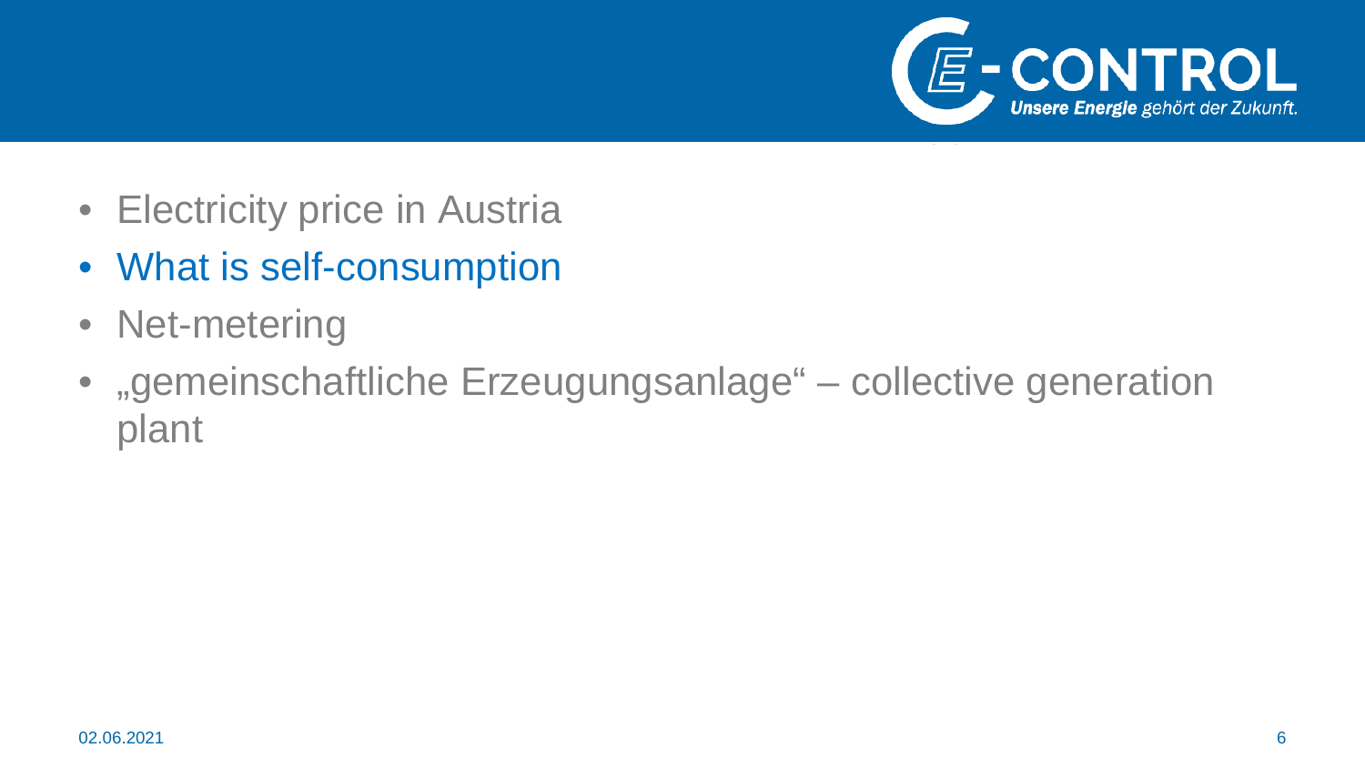- Electricity price in Austria
- What is self-consumption
- Net-metering
- „gemeinschaftliche Erzeugungsanlage“ – collective generation plant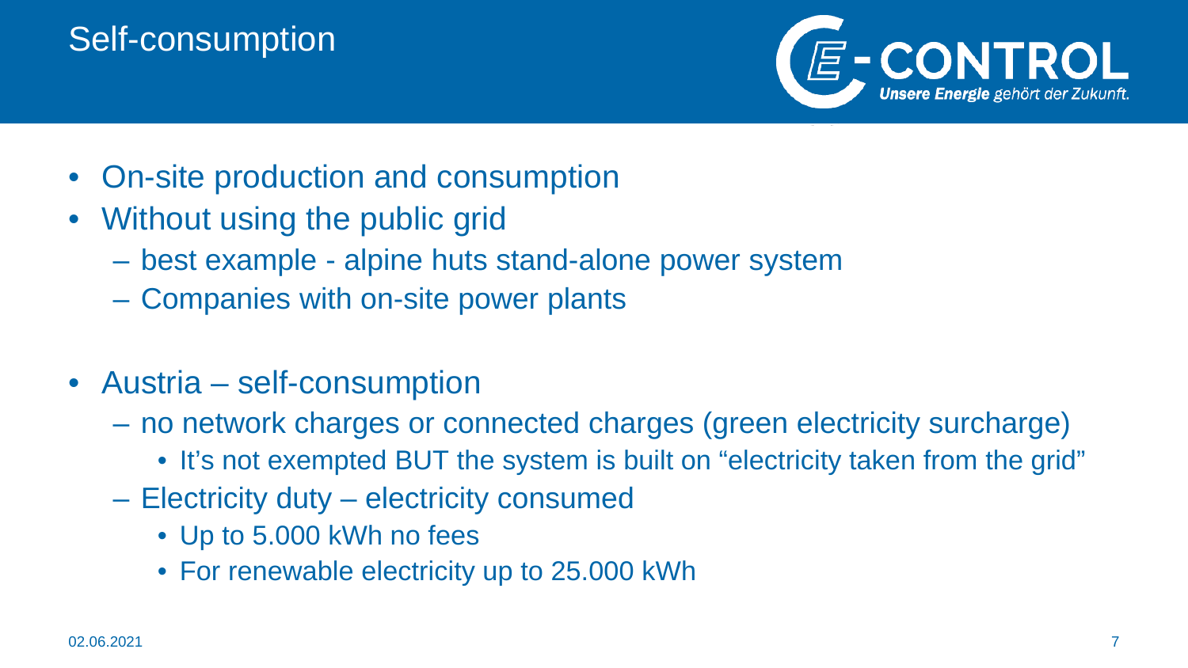# Self-consumption

- On-site production and consumption
- Without using the public grid
  - best example - alpine huts stand-alone power system
  - Companies with on-site power plants

- Austria – self-consumption
  - no network charges or connected charges (green electricity surcharge)
    - It's not exempted BUT the system is built on "electricity taken from the grid"
  - Electricity duty – electricity consumed
    - Up to 5.000 kWh no fees
    - For renewable electricity up to 25.000 kWh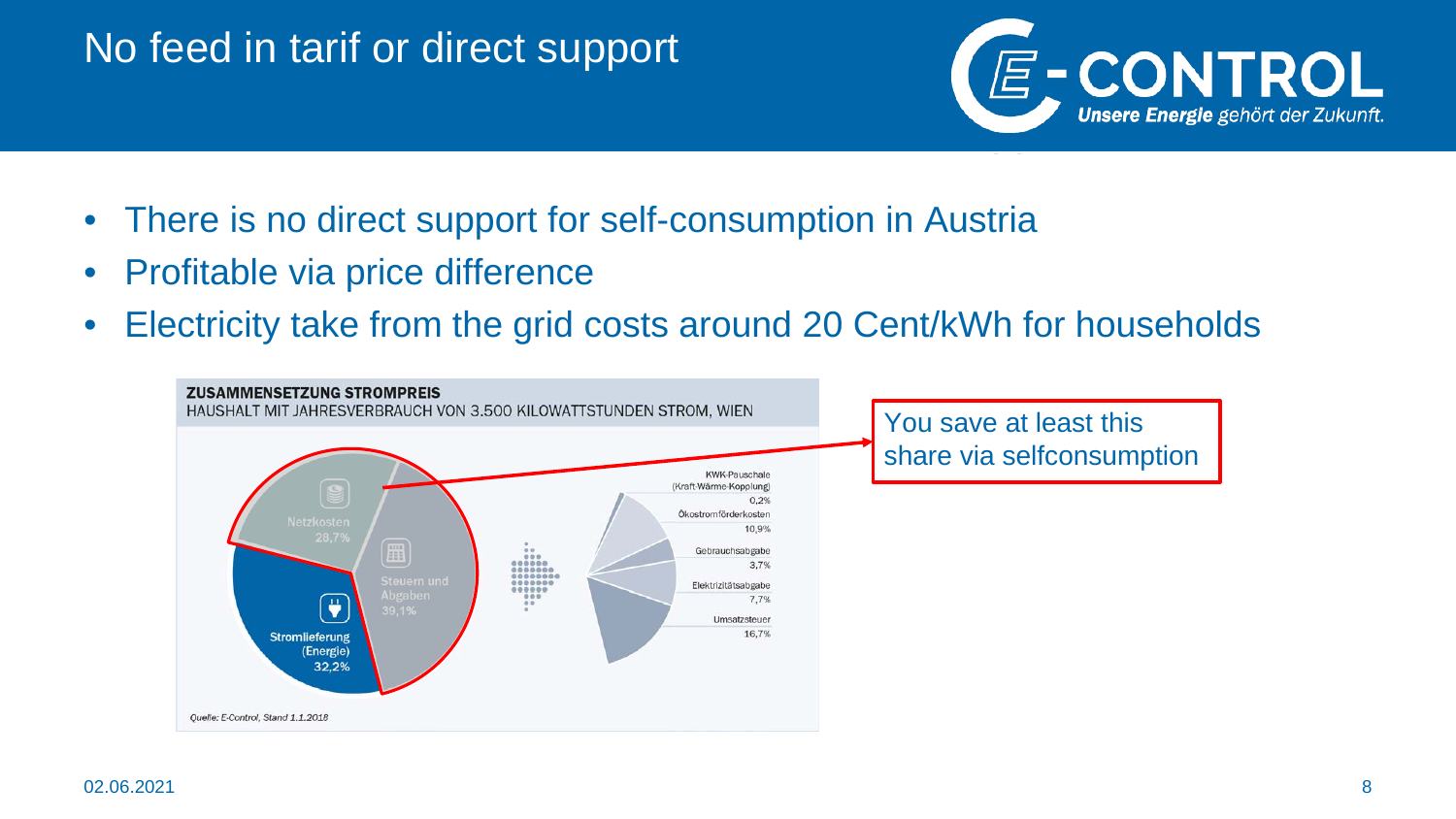# No feed in tarif or direct support

- There is no direct support for self-consumption in Austria
- Profitable via price difference
- Electricity take from the grid costs around 20 Cent/kWh for households

**ZUSAMMENSETZUNG STROMPREIS**

HAUSHALT MIT JAHRESVERBRAUCH VON 3.500 KILOWATTSTUNDEN STROM, WIEN

Netzkosten 28,7%

Steuern und Abgaben 39,1%

Stromlieferung (Energie) 32,2%

KWK-Pauschale (Kraft-Wärme-Kopplung) 0,2%

Ökostromförderkosten 10,9%

Gebrauchsabgabe 3,7%

Elektrizitätsabgabe 7,7%

Umsatzsteuer 16,7%

*Quelle: E-Control, Stand 1.1.2018*

You save at least this share via selfconsumption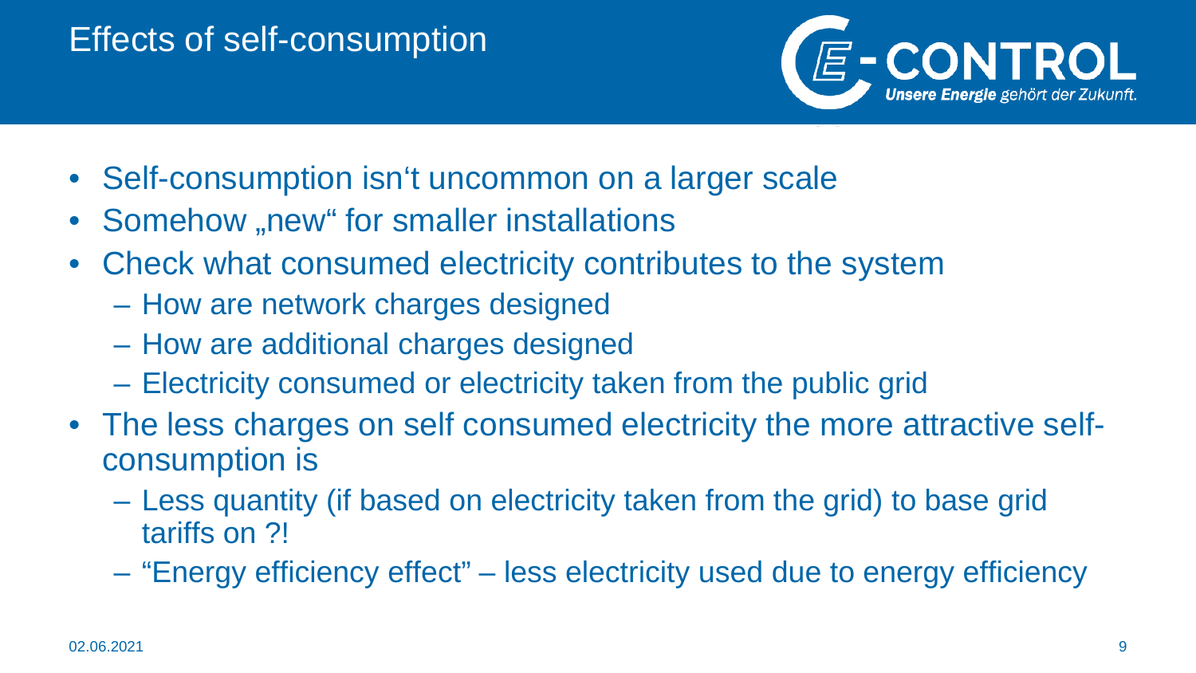# Effects of self-consumption

- Self-consumption isn‘t uncommon on a larger scale
- Somehow „new“ for smaller installations
- Check what consumed electricity contributes to the system
  - How are network charges designed
  - How are additional charges designed
  - Electricity consumed or electricity taken from the public grid
- The less charges on self consumed electricity the more attractive self-consumption is
  - Less quantity (if based on electricity taken from the grid) to base grid tariffs on ?!
  - “Energy efficiency effect” – less electricity used due to energy efficiency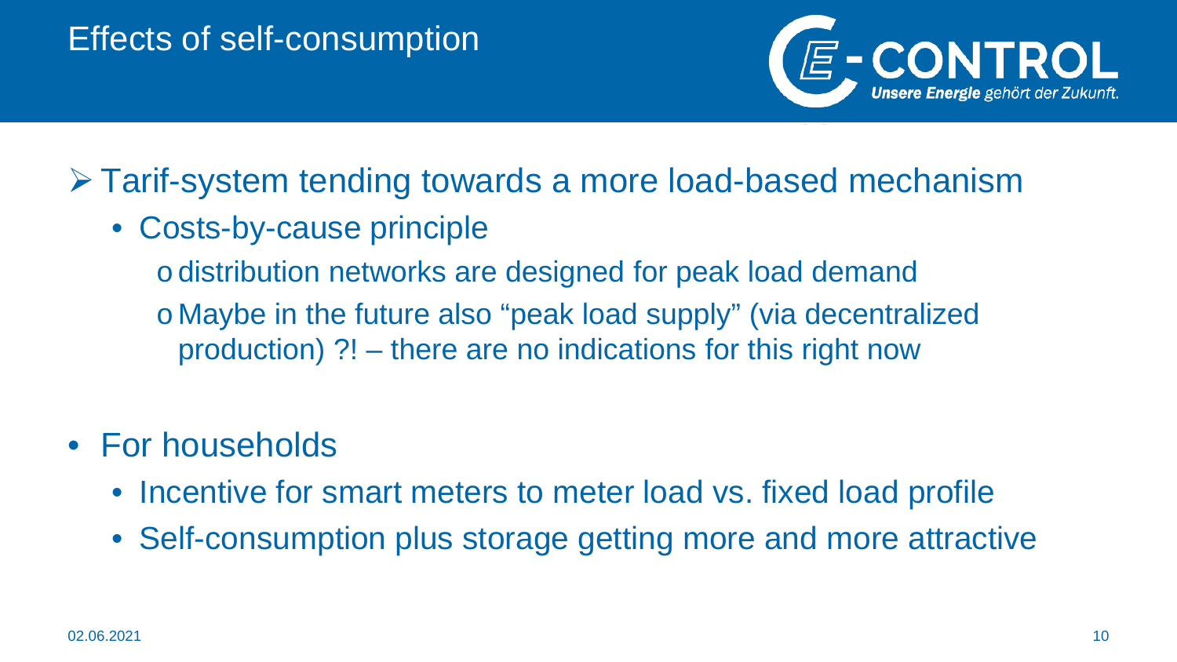# Effects of self-consumption

- Tarif-system tending towards a more load-based mechanism
  - Costs-by-cause principle
    - distribution networks are designed for peak load demand
    - Maybe in the future also “peak load supply” (via decentralized production) ?! – there are no indications for this right now

- For households
  - Incentive for smart meters to meter load vs. fixed load profile
  - Self-consumption plus storage getting more and more attractive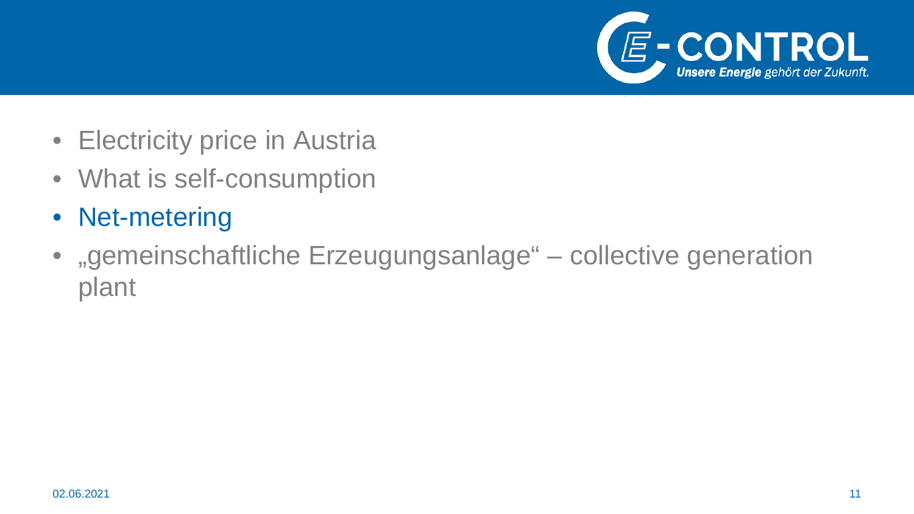- Electricity price in Austria
- What is self-consumption
- Net-metering
- „gemeinschaftliche Erzeugungsanlage" – collective generation plant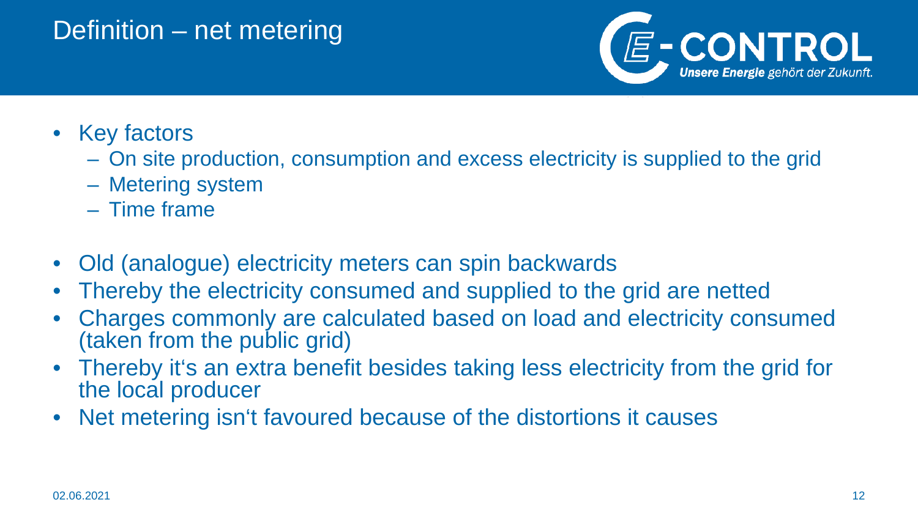# Definition – net metering

- Key factors
  - On site production, consumption and excess electricity is supplied to the grid
  - Metering system
  - Time frame

- Old (analogue) electricity meters can spin backwards
- Thereby the electricity consumed and supplied to the grid are netted
- Charges commonly are calculated based on load and electricity consumed (taken from the public grid)
- Thereby it‘s an extra benefit besides taking less electricity from the grid for the local producer
- Net metering isn‘t favoured because of the distortions it causes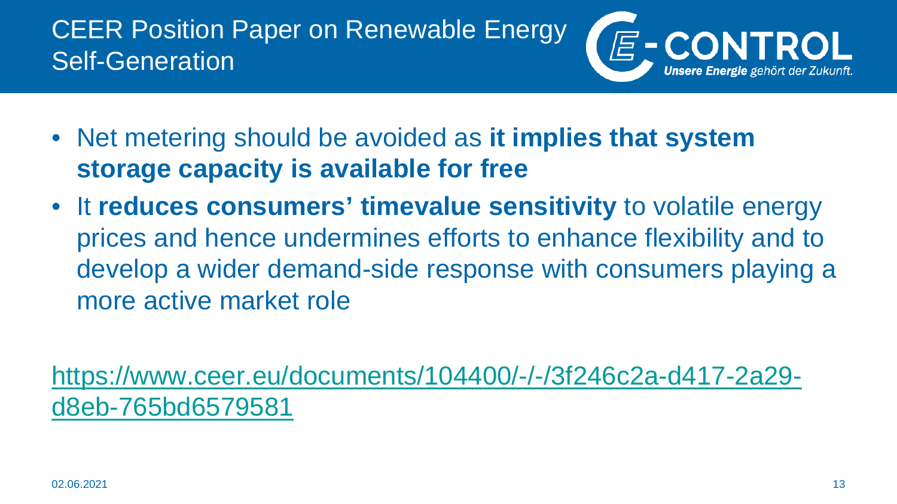# CEER Position Paper on Renewable Energy Self-Generation

- Net metering should be avoided as **it implies that system storage capacity is available for free**
- It **reduces consumers' timevalue sensitivity** to volatile energy prices and hence undermines efforts to enhance flexibility and to develop a wider demand-side response with consumers playing a more active market role

https://www.ceer.eu/documents/104400/-/-/3f246c2a-d417-2a29-d8eb-765bd6579581

02.06.2021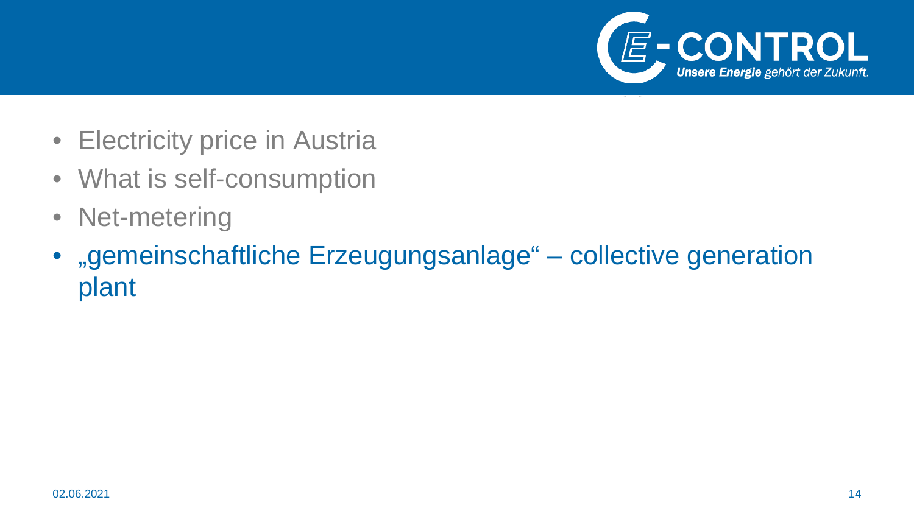- Electricity price in Austria
- What is self-consumption
- Net-metering
- „gemeinschaftliche Erzeugungsanlage“ – collective generation plant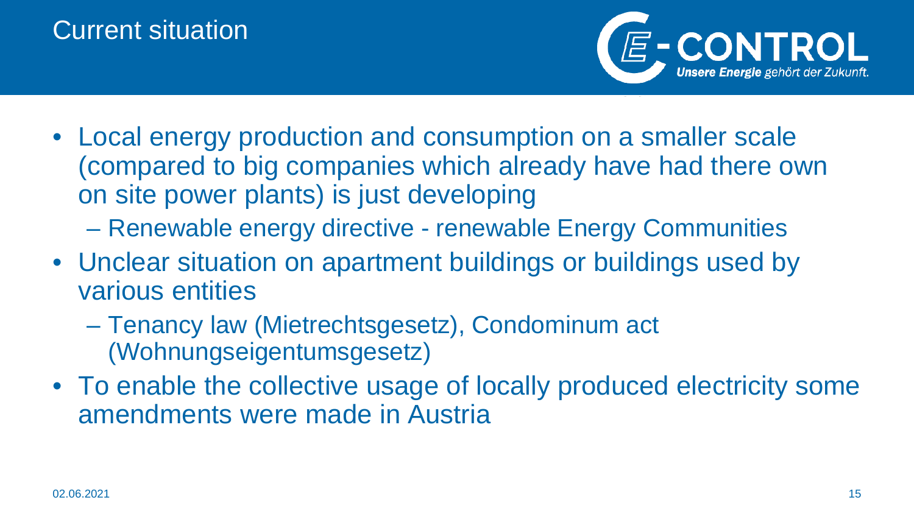# Current situation

- Local energy production and consumption on a smaller scale (compared to big companies which already have had there own on site power plants) is just developing
  - Renewable energy directive - renewable Energy Communities
- Unclear situation on apartment buildings or buildings used by various entities
  - Tenancy law (Mietrechtsgesetz), Condominum act (Wohnungseigentumsgesetz)
- To enable the collective usage of locally produced electricity some amendments were made in Austria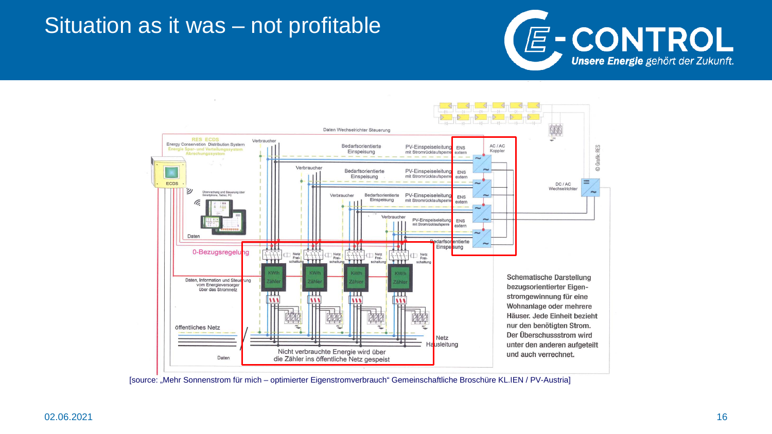# Situation as it was – not profitable

Daten Wechselrichter Steuerung

RES ECOS
Energy Conservation Distribution System
Energie Spar- und Verteilungssystem
Abrechungssystem

ECDS

Überwachung und Steuerung über Smartphone, Tablet, PC

Daten

0-Bezugsregelung

Daten, Information und Steuerung vom Energieversorger über das Stromnetz

öffentliches Netz

Daten

Verbraucher

Bedarfsorientierte Einspeisung

PV-Einspeiseleitung mit Stromrücklaufsperre

ENS extern

AC / AC Koppler

DC / AC Wechselrichter

Netz Frei-schaltung

KW/h Zähler

Netz Hausleitung

Nicht verbrauchte Energie wird über die Zähler ins öffentliche Netz gespeist

© Grafik: RES

Schematische Darstellung bezugsorientierter Eigenstromgewinnung für eine Wohnanlage oder mehrere Häuser. Jede Einheit bezieht nur den benötigten Strom. Der Überschussstrom wird unter den anderen aufgeteilt und auch verrechnet.

[source: „Mehr Sonnenstrom für mich – optimierter Eigenstromverbrauch" Gemeinschaftliche Broschüre KL.IEN / PV-Austria]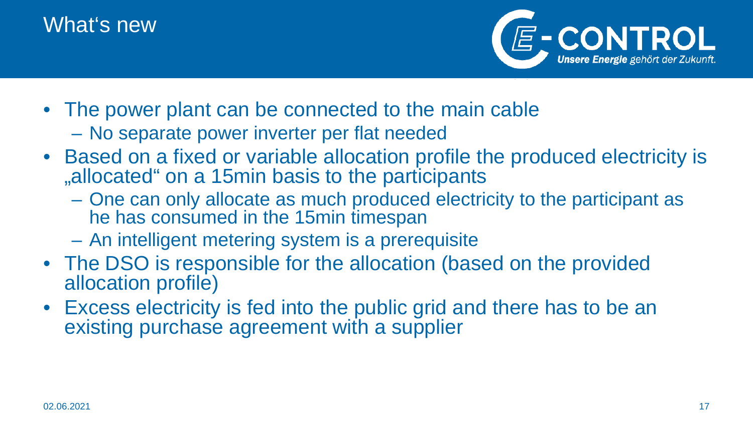# What‘s new

- The power plant can be connected to the main cable
  - No separate power inverter per flat needed
- Based on a fixed or variable allocation profile the produced electricity is „allocated“ on a 15min basis to the participants
  - One can only allocate as much produced electricity to the participant as he has consumed in the 15min timespan
  - An intelligent metering system is a prerequisite
- The DSO is responsible for the allocation (based on the provided allocation profile)
- Excess electricity is fed into the public grid and there has to be an existing purchase agreement with a supplier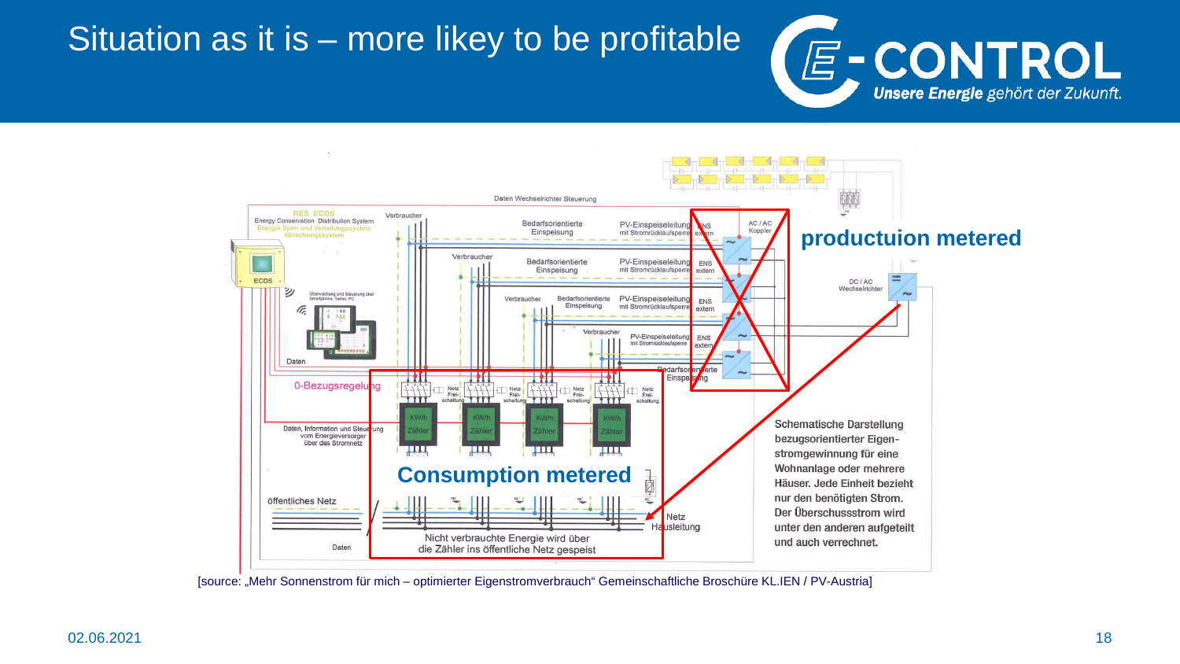# Situation as it is – more likey to be profitable

productuion metered

Consumption metered

Schematische Darstellung bezugsorientierter Eigenstromgewinnung für eine Wohnanlage oder mehrere Häuser. Jede Einheit bezieht nur den benötigten Strom. Der Überschussstrom wird unter den anderen aufgeteilt und auch verrechnet.

Nicht verbrauchte Energie wird über die Zähler ins öffentliche Netz gespeist

[source: „Mehr Sonnenstrom für mich – optimierter Eigenstromverbrauch" Gemeinschaftliche Broschüre KL.IEN / PV-Austria]

02.06.2021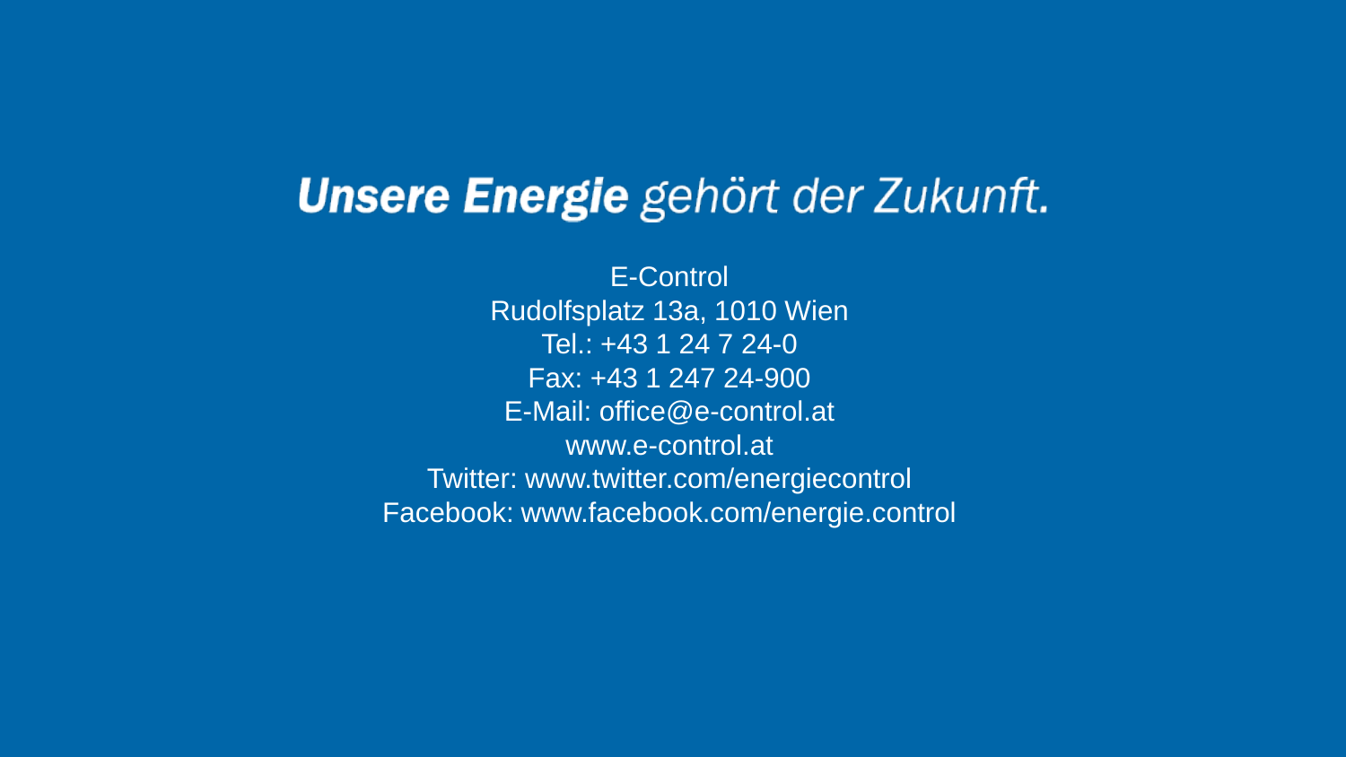***Unsere Energie*** *gehört der Zukunft.*

E-Control
Rudolfsplatz 13a, 1010 Wien
Tel.: +43 1 24 7 24-0
Fax: +43 1 247 24-900
E-Mail: office@e-control.at
www.e-control.at
Twitter: www.twitter.com/energiecontrol
Facebook: www.facebook.com/energie.control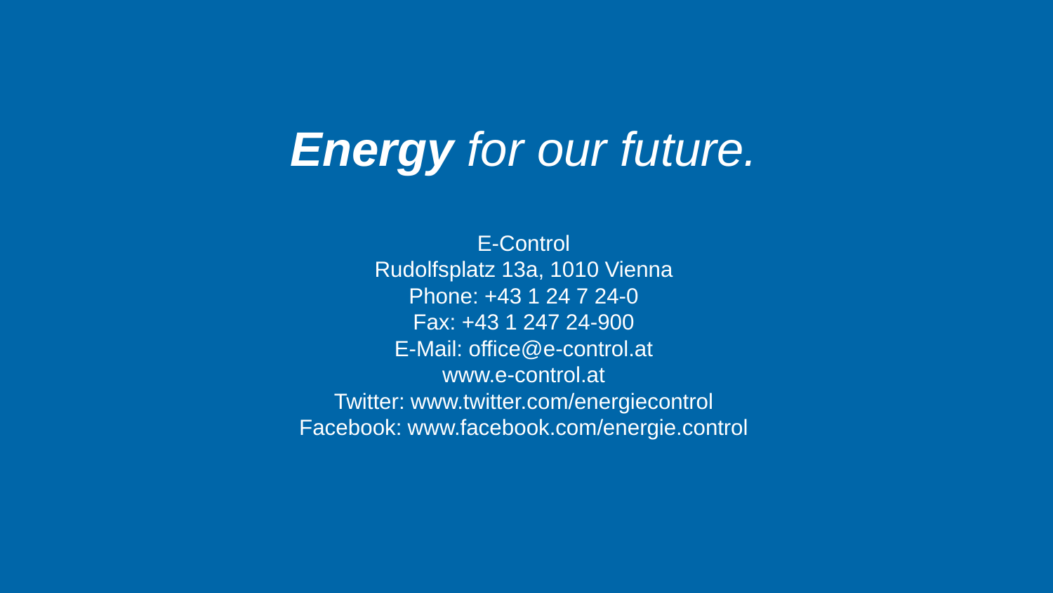# ***Energy*** *for our future.*

E-Control
Rudolfsplatz 13a, 1010 Vienna
Phone: +43 1 24 7 24-0
Fax: +43 1 247 24-900
E-Mail: office@e-control.at
www.e-control.at
Twitter: www.twitter.com/energiecontrol
Facebook: www.facebook.com/energie.control